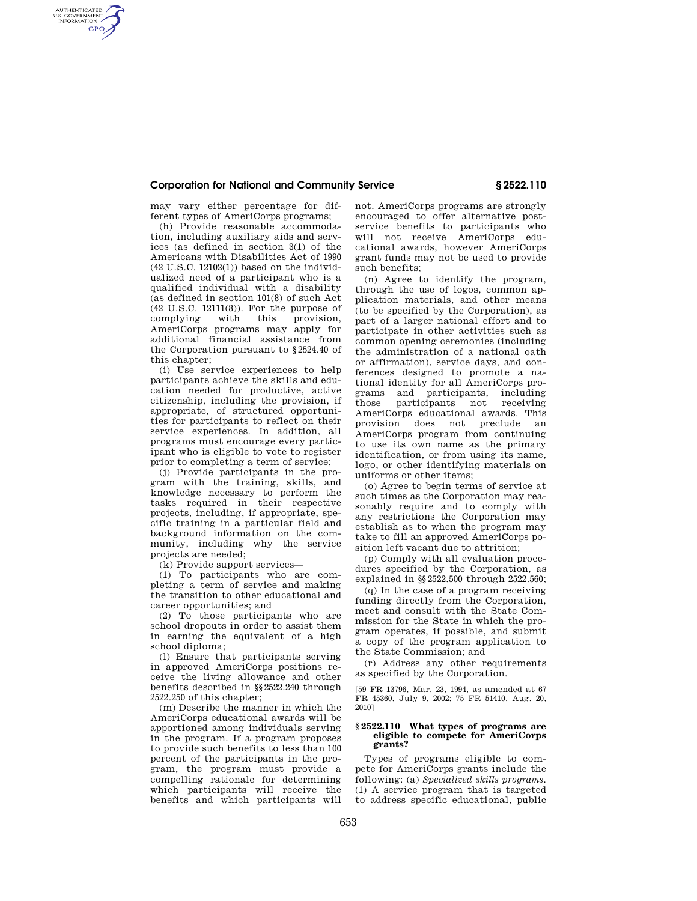may vary either percentage for different types of AmeriCorps programs;

(h) Provide reasonable accommodation, including auxiliary aids and services (as defined in section 3(1) of the Americans with Disabilities Act of 1990 (42 U.S.C. 12102(1)) based on the individualized need of a participant who is a qualified individual with a disability (as defined in section 101(8) of such Act (42 U.S.C. 12111(8)). For the purpose of complying with this provision, AmeriCorps programs may apply for additional financial assistance from the Corporation pursuant to §2524.40 of this chapter;

(i) Use service experiences to help participants achieve the skills and education needed for productive, active citizenship, including the provision, if appropriate, of structured opportunities for participants to reflect on their service experiences. In addition, all programs must encourage every participant who is eligible to vote to register prior to completing a term of service;

(j) Provide participants in the program with the training, skills, and knowledge necessary to perform the tasks required in their respective projects, including, if appropriate, specific training in a particular field and background information on the community, including why the service projects are needed;

(k) Provide support services—

(1) To participants who are completing a term of service and making the transition to other educational and career opportunities; and

(2) To those participants who are school dropouts in order to assist them in earning the equivalent of a high school diploma;

(l) Ensure that participants serving in approved AmeriCorps positions receive the living allowance and other benefits described in §§2522.240 through 2522.250 of this chapter;

(m) Describe the manner in which the AmeriCorps educational awards will be apportioned among individuals serving in the program. If a program proposes to provide such benefits to less than 100 percent of the participants in the program, the program must provide a compelling rationale for determining which participants will receive the benefits and which participants will not. AmeriCorps programs are strongly encouraged to offer alternative post-service benefits to participants who will not receive AmeriCorps educational awards, however AmeriCorps grant funds may not be used to provide such benefits;

(n) Agree to identify the program, through the use of logos, common application materials, and other means (to be specified by the Corporation), as part of a larger national effort and to participate in other activities such as common opening ceremonies (including the administration of a national oath or affirmation), service days, and conferences designed to promote a national identity for all AmeriCorps programs and participants, including those participants not receiving AmeriCorps educational awards. This provision does not preclude an AmeriCorps program from continuing to use its own name as the primary identification, or from using its name, logo, or other identifying materials on uniforms or other items;

(o) Agree to begin terms of service at such times as the Corporation may reasonably require and to comply with any restrictions the Corporation may establish as to when the program may take to fill an approved AmeriCorps position left vacant due to attrition;

(p) Comply with all evaluation procedures specified by the Corporation, as explained in §§2522.500 through 2522.560;

(q) In the case of a program receiving funding directly from the Corporation, meet and consult with the State Commission for the State in which the program operates, if possible, and submit a copy of the program application to the State Commission; and

(r) Address any other requirements as specified by the Corporation.

[59 FR 13796, Mar. 23, 1994, as amended at 67 FR 45360, July 9, 2002; 75 FR 51410, Aug. 20, 2010]

### §2522.110 What types of programs are eligible to compete for AmeriCorps grants?

Types of programs eligible to compete for AmeriCorps grants include the following: (a) *Specialized skills programs.* (1) A service program that is targeted to address specific educational, public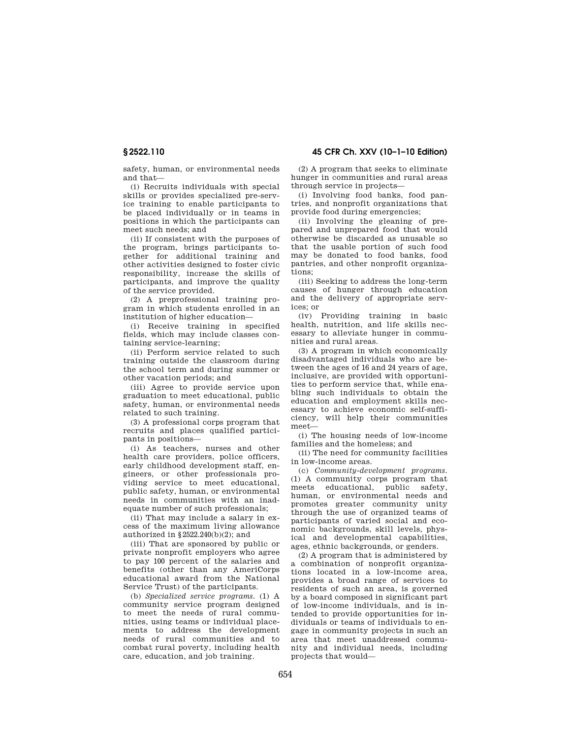safety, human, or environmental needs and that—

(i) Recruits individuals with special skills or provides specialized pre-service training to enable participants to be placed individually or in teams in positions in which the participants can meet such needs; and

(ii) If consistent with the purposes of the program, brings participants together for additional training and other activities designed to foster civic responsibility, increase the skills of participants, and improve the quality of the service provided.

(2) A preprofessional training program in which students enrolled in an institution of higher education—

(i) Receive training in specified fields, which may include classes containing service-learning;

(ii) Perform service related to such training outside the classroom during the school term and during summer or other vacation periods; and

(iii) Agree to provide service upon graduation to meet educational, public safety, human, or environmental needs related to such training.

(3) A professional corps program that recruits and places qualified participants in positions—

(i) As teachers, nurses and other health care providers, police officers, early childhood development staff, engineers, or other professionals providing service to meet educational, public safety, human, or environmental needs in communities with an inadequate number of such professionals;

(ii) That may include a salary in excess of the maximum living allowance authorized in §2522.240(b)(2); and

(iii) That are sponsored by public or private nonprofit employers who agree to pay 100 percent of the salaries and benefits (other than any AmeriCorps educational award from the National Service Trust) of the participants.

(b) *Specialized service programs.* (1) A community service program designed to meet the needs of rural communities, using teams or individual placements to address the development needs of rural communities and to combat rural poverty, including health care, education, and job training.

(2) A program that seeks to eliminate hunger in communities and rural areas through service in projects—

(i) Involving food banks, food pantries, and nonprofit organizations that provide food during emergencies;

(ii) Involving the gleaning of prepared and unprepared food that would otherwise be discarded as unusable so that the usable portion of such food may be donated to food banks, food pantries, and other nonprofit organizations;

(iii) Seeking to address the long-term causes of hunger through education and the delivery of appropriate services; or

(iv) Providing training in basic health, nutrition, and life skills necessary to alleviate hunger in communities and rural areas.

(3) A program in which economically disadvantaged individuals who are between the ages of 16 and 24 years of age, inclusive, are provided with opportunities to perform service that, while enabling such individuals to obtain the education and employment skills necessary to achieve economic self-sufficiency, will help their communities meet—

(i) The housing needs of low-income families and the homeless; and

(ii) The need for community facilities in low-income areas.

(c) *Community-development programs.* (1) A community corps program that meets educational, public safety, human, or environmental needs and promotes greater community unity through the use of organized teams of participants of varied social and economic backgrounds, skill levels, physical and developmental capabilities, ages, ethnic backgrounds, or genders.

(2) A program that is administered by a combination of nonprofit organizations located in a low-income area, provides a broad range of services to residents of such an area, is governed by a board composed in significant part of low-income individuals, and is intended to provide opportunities for individuals or teams of individuals to engage in community projects in such an area that meet unaddressed community and individual needs, including projects that would—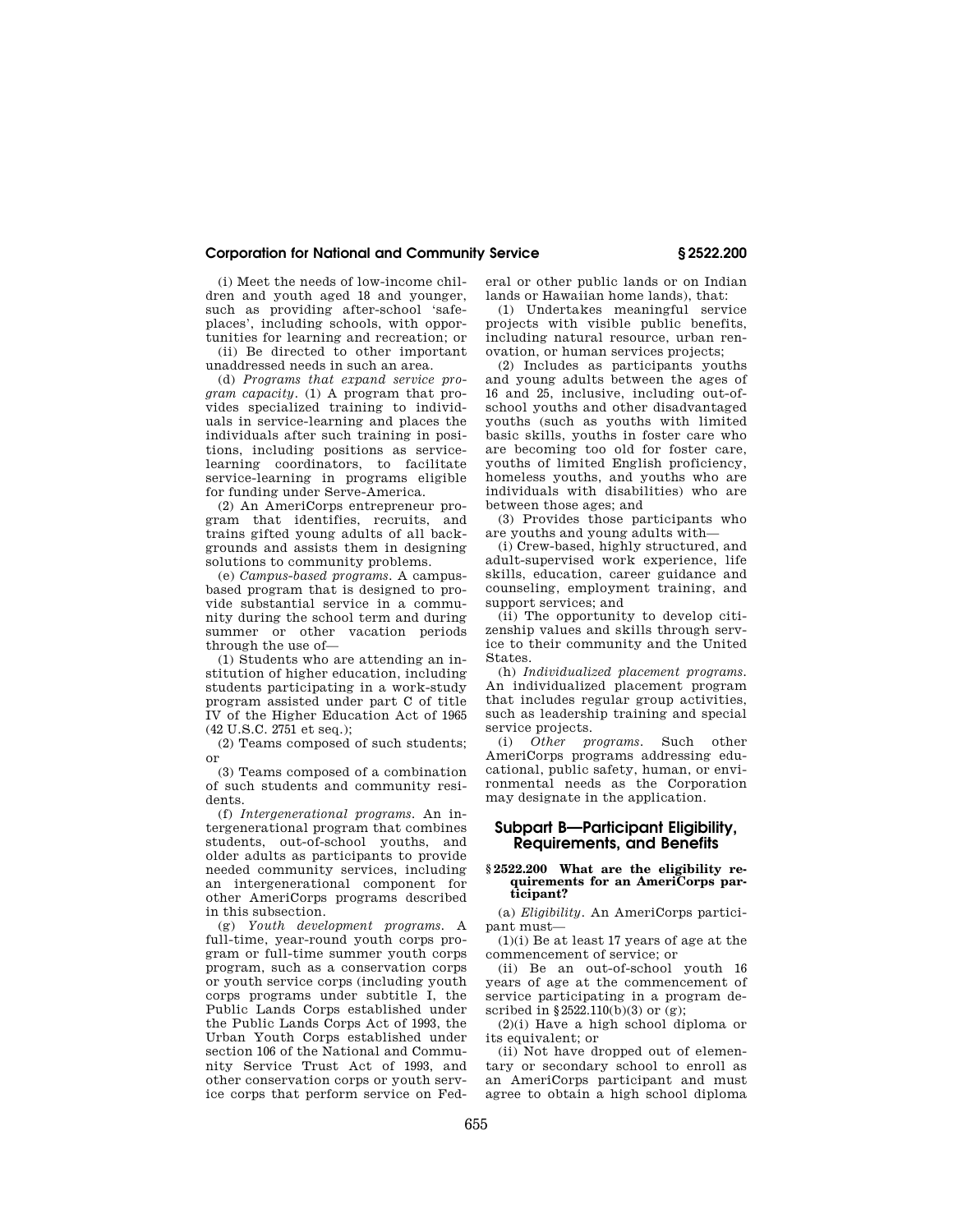(i) Meet the needs of low-income children and youth aged 18 and younger, such as providing after-school 'safe-places', including schools, with opportunities for learning and recreation; or

(ii) Be directed to other important unaddressed needs in such an area.

(d) *Programs that expand service program capacity*. (1) A program that provides specialized training to individuals in service-learning and places the individuals after such training in positions, including positions as service-learning coordinators, to facilitate service-learning in programs eligible for funding under Serve-America.

(2) An AmeriCorps entrepreneur program that identifies, recruits, and trains gifted young adults of all backgrounds and assists them in designing solutions to community problems.

(e) *Campus-based programs*. A campus-based program that is designed to provide substantial service in a community during the school term and during summer or other vacation periods through the use of—

(1) Students who are attending an institution of higher education, including students participating in a work-study program assisted under part C of title IV of the Higher Education Act of 1965 (42 U.S.C. 2751 et seq.);

(2) Teams composed of such students; or

(3) Teams composed of a combination of such students and community residents.

(f) *Intergenerational programs*. An intergenerational program that combines students, out-of-school youths, and older adults as participants to provide needed community services, including an intergenerational component for other AmeriCorps programs described in this subsection.

(g) *Youth development programs*. A full-time, year-round youth corps program or full-time summer youth corps program, such as a conservation corps or youth service corps (including youth corps programs under subtitle I, the Public Lands Corps established under the Public Lands Corps Act of 1993, the Urban Youth Corps established under section 106 of the National and Community Service Trust Act of 1993, and other conservation corps or youth service corps that perform service on Federal or other public lands or on Indian lands or Hawaiian home lands), that:

(1) Undertakes meaningful service projects with visible public benefits, including natural resource, urban renovation, or human services projects;

(2) Includes as participants youths and young adults between the ages of 16 and 25, inclusive, including out-of-school youths and other disadvantaged youths (such as youths with limited basic skills, youths in foster care who are becoming too old for foster care, youths of limited English proficiency, homeless youths, and youths who are individuals with disabilities) who are between those ages; and

(3) Provides those participants who are youths and young adults with—

(i) Crew-based, highly structured, and adult-supervised work experience, life skills, education, career guidance and counseling, employment training, and support services; and

(ii) The opportunity to develop citizenship values and skills through service to their community and the United States.

(h) *Individualized placement programs*. An individualized placement program that includes regular group activities, such as leadership training and special service projects.

(i) *Other programs*. Such other AmeriCorps programs addressing educational, public safety, human, or environmental needs as the Corporation may designate in the application.

## Subpart B—Participant Eligibility, Requirements, and Benefits

### § 2522.200 What are the eligibility requirements for an AmeriCorps participant?

(a) *Eligibility*. An AmeriCorps participant must—

(1)(i) Be at least 17 years of age at the commencement of service; or

(ii) Be an out-of-school youth 16 years of age at the commencement of service participating in a program described in § 2522.110(b)(3) or (g);

(2)(i) Have a high school diploma or its equivalent; or

(ii) Not have dropped out of elementary or secondary school to enroll as an AmeriCorps participant and must agree to obtain a high school diploma